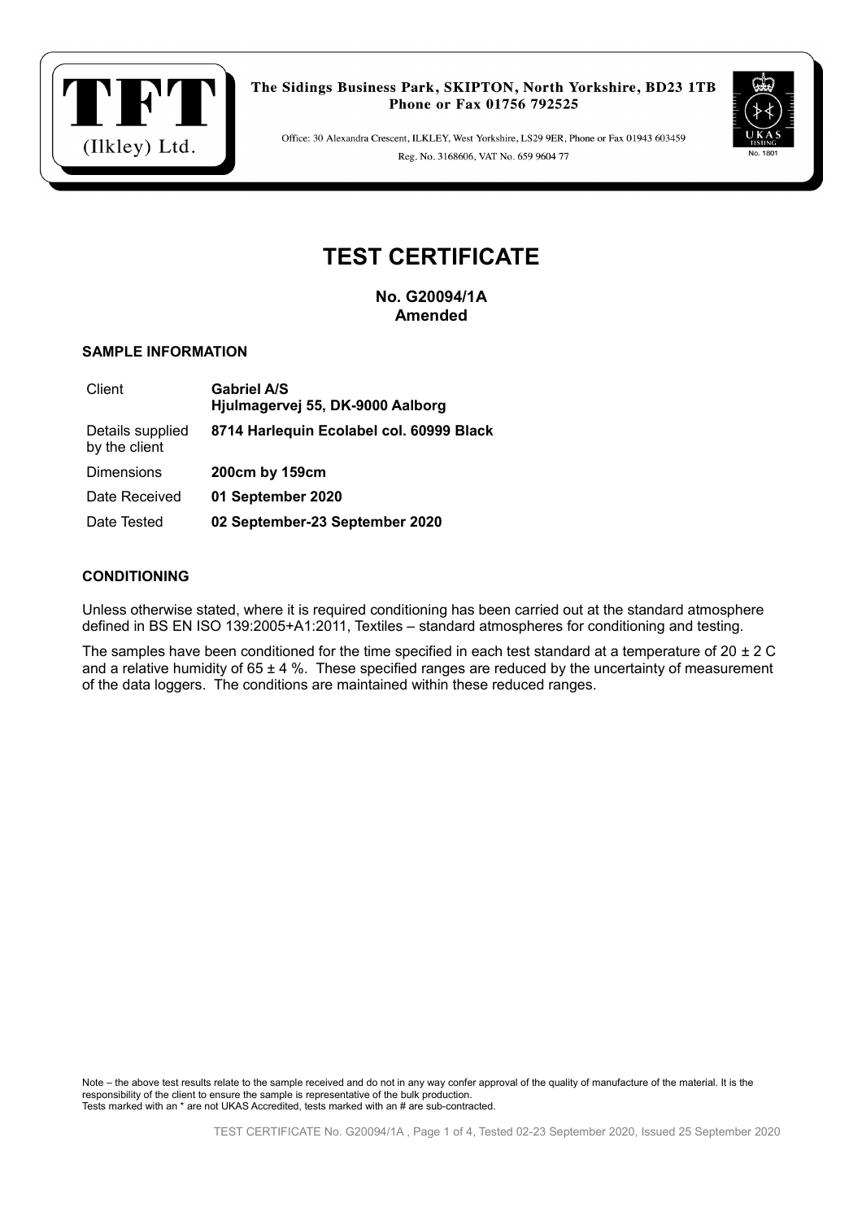TFT (Ilkley) Ltd.

The Sidings Business Park, SKIPTON, North Yorkshire, BD23 1TB
Phone or Fax 01756 792525

Office: 30 Alexandra Crescent, ILKLEY, West Yorkshire, LS29 9ER, Phone or Fax 01943 603459
Reg. No. 3168606, VAT No. 659 9604 77

UKAS TESTING No. 1801

# TEST CERTIFICATE

**No. G20094/1A**
**Amended**

### SAMPLE INFORMATION

| | |
|---|---|
| Client | **Gabriel A/S** **Hjulmagervej 55, DK-9000 Aalborg** |
| Details supplied by the client | **8714 Harlequin Ecolabel col. 60999 Black** |
| Dimensions | **200cm by 159cm** |
| Date Received | **01 September 2020** |
| Date Tested | **02 September-23 September 2020** |

### CONDITIONING

Unless otherwise stated, where it is required conditioning has been carried out at the standard atmosphere defined in BS EN ISO 139:2005+A1:2011, Textiles – standard atmospheres for conditioning and testing.

The samples have been conditioned for the time specified in each test standard at a temperature of 20 ± 2 C and a relative humidity of 65 ± 4 %. These specified ranges are reduced by the uncertainty of measurement of the data loggers. The conditions are maintained within these reduced ranges.

Note – the above test results relate to the sample received and do not in any way confer approval of the quality of manufacture of the material. It is the responsibility of the client to ensure the sample is representative of the bulk production.
Tests marked with an * are not UKAS Accredited, tests marked with an # are sub-contracted.

TEST CERTIFICATE No. G20094/1A , Page 1 of 4, Tested 02-23 September 2020, Issued 25 September 2020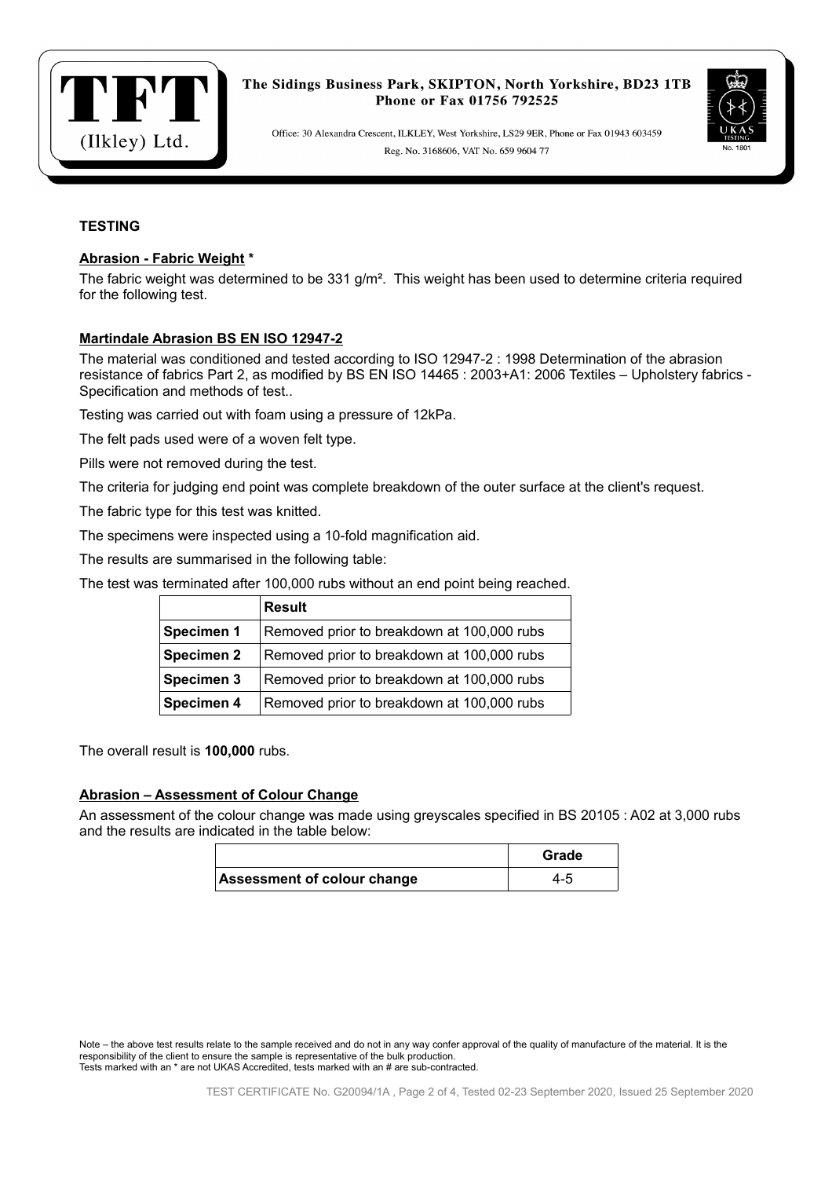## TESTING

### Abrasion - Fabric Weight *

The fabric weight was determined to be 331 g/m². This weight has been used to determine criteria required for the following test.

### Martindale Abrasion BS EN ISO 12947-2

The material was conditioned and tested according to ISO 12947-2 : 1998 Determination of the abrasion resistance of fabrics Part 2, as modified by BS EN ISO 14465 : 2003+A1: 2006 Textiles – Upholstery fabrics - Specification and methods of test..

Testing was carried out with foam using a pressure of 12kPa.

The felt pads used were of a woven felt type.

Pills were not removed during the test.

The criteria for judging end point was complete breakdown of the outer surface at the client's request.

The fabric type for this test was knitted.

The specimens were inspected using a 10-fold magnification aid.

The results are summarised in the following table:

The test was terminated after 100,000 rubs without an end point being reached.

| | Result |
|---|---|
| **Specimen 1** | Removed prior to breakdown at 100,000 rubs |
| **Specimen 2** | Removed prior to breakdown at 100,000 rubs |
| **Specimen 3** | Removed prior to breakdown at 100,000 rubs |
| **Specimen 4** | Removed prior to breakdown at 100,000 rubs |

The overall result is **100,000** rubs.

### Abrasion – Assessment of Colour Change

An assessment of the colour change was made using greyscales specified in BS 20105 : A02 at 3,000 rubs and the results are indicated in the table below:

| | Grade |
|---|---|
| **Assessment of colour change** | 4-5 |

Note – the above test results relate to the sample received and do not in any way confer approval of the quality of manufacture of the material. It is the responsibility of the client to ensure the sample is representative of the bulk production.
Tests marked with an * are not UKAS Accredited, tests marked with an # are sub-contracted.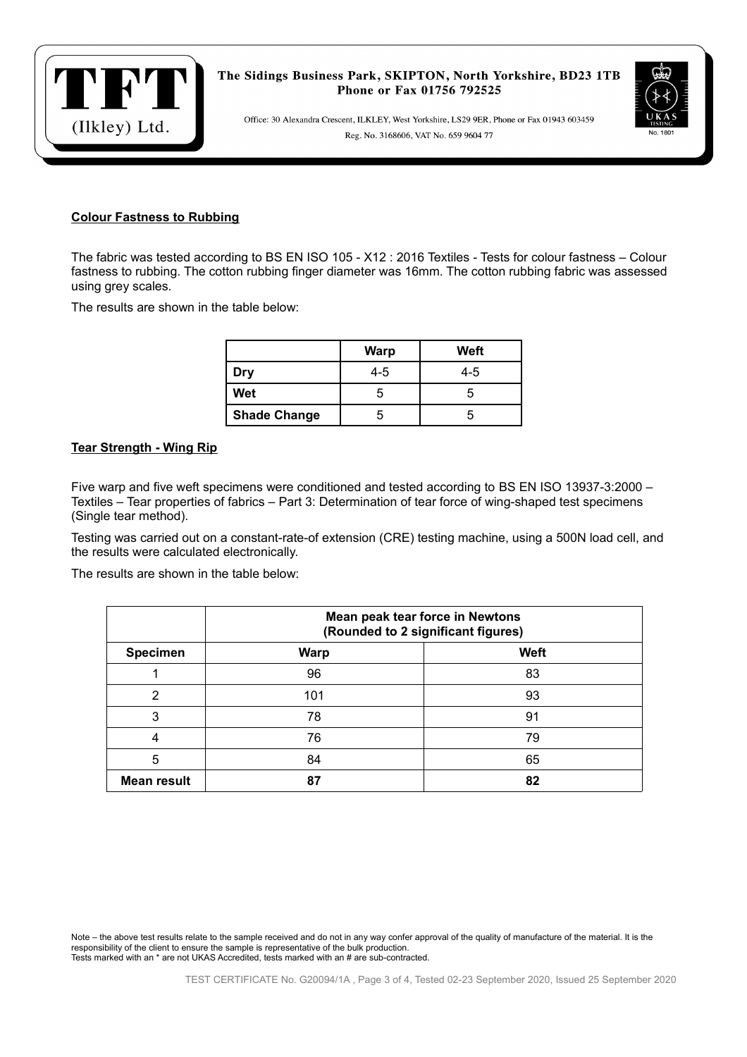## Colour Fastness to Rubbing

The fabric was tested according to BS EN ISO 105 - X12 : 2016 Textiles - Tests for colour fastness – Colour fastness to rubbing. The cotton rubbing finger diameter was 16mm. The cotton rubbing fabric was assessed using grey scales.

The results are shown in the table below:

| | Warp | Weft |
|---|---|---|
| **Dry** | 4-5 | 4-5 |
| **Wet** | 5 | 5 |
| **Shade Change** | 5 | 5 |

## Tear Strength - Wing Rip

Five warp and five weft specimens were conditioned and tested according to BS EN ISO 13937-3:2000 – Textiles – Tear properties of fabrics – Part 3: Determination of tear force of wing-shaped test specimens (Single tear method).

Testing was carried out on a constant-rate-of extension (CRE) testing machine, using a 500N load cell, and the results were calculated electronically.

The results are shown in the table below:

| | Mean peak tear force in Newtons (Rounded to 2 significant figures) | |
|---|---|---|
| **Specimen** | **Warp** | **Weft** |
| 1 | 96 | 83 |
| 2 | 101 | 93 |
| 3 | 78 | 91 |
| 4 | 76 | 79 |
| 5 | 84 | 65 |
| **Mean result** | **87** | **82** |

Note – the above test results relate to the sample received and do not in any way confer approval of the quality of manufacture of the material. It is the responsibility of the client to ensure the sample is representative of the bulk production.
Tests marked with an * are not UKAS Accredited, tests marked with an # are sub-contracted.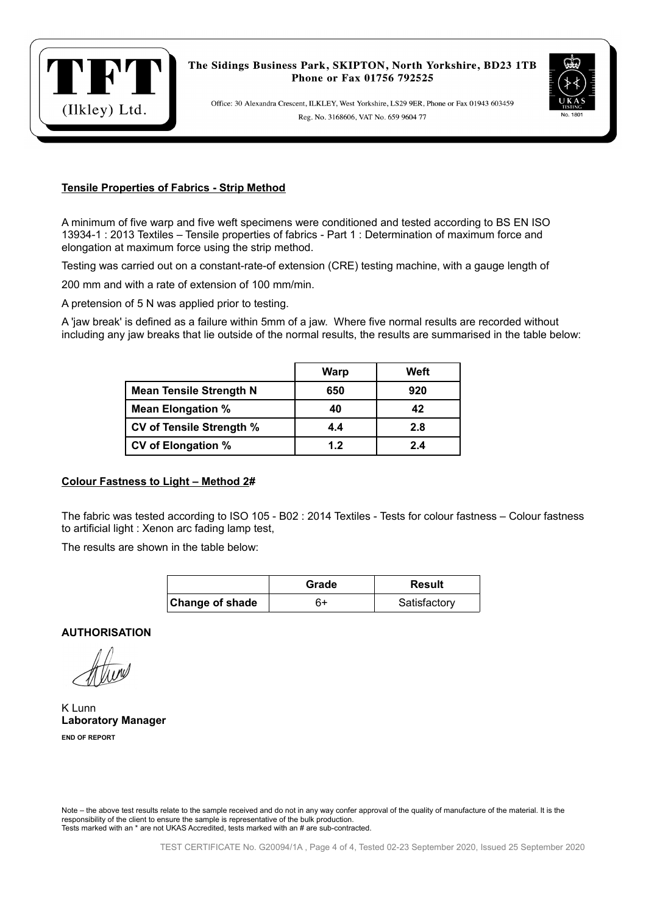**TFT (Ilkley) Ltd.**

**The Sidings Business Park, SKIPTON, North Yorkshire, BD23 1TB**
**Phone or Fax 01756 792525**

Office: 30 Alexandra Crescent, ILKLEY, West Yorkshire, LS29 9ER, Phone or Fax 01943 603459
Reg. No. 3168606, VAT No. 659 9604 77

UKAS TESTING No. 1801

## Tensile Properties of Fabrics - Strip Method

A minimum of five warp and five weft specimens were conditioned and tested according to BS EN ISO 13934-1 : 2013 Textiles – Tensile properties of fabrics - Part 1 : Determination of maximum force and elongation at maximum force using the strip method.

Testing was carried out on a constant-rate-of extension (CRE) testing machine, with a gauge length of 200 mm and with a rate of extension of 100 mm/min.

A pretension of 5 N was applied prior to testing.

A 'jaw break' is defined as a failure within 5mm of a jaw. Where five normal results are recorded without including any jaw breaks that lie outside of the normal results, the results are summarised in the table below:

| | Warp | Weft |
|---|---|---|
| **Mean Tensile Strength N** | **650** | **920** |
| **Mean Elongation %** | **40** | **42** |
| **CV of Tensile Strength %** | **4.4** | **2.8** |
| **CV of Elongation %** | **1.2** | **2.4** |

## Colour Fastness to Light – Method 2#

The fabric was tested according to ISO 105 - B02 : 2014 Textiles - Tests for colour fastness – Colour fastness to artificial light : Xenon arc fading lamp test,

The results are shown in the table below:

| | Grade | Result |
|---|---|---|
| **Change of shade** | 6+ | Satisfactory |

**AUTHORISATION**

K Lunn
**Laboratory Manager**

**END OF REPORT**

Note – the above test results relate to the sample received and do not in any way confer approval of the quality of manufacture of the material. It is the responsibility of the client to ensure the sample is representative of the bulk production.
Tests marked with an * are not UKAS Accredited, tests marked with an # are sub-contracted.

TEST CERTIFICATE No. G20094/1A , Page 4 of 4, Tested 02-23 September 2020, Issued 25 September 2020